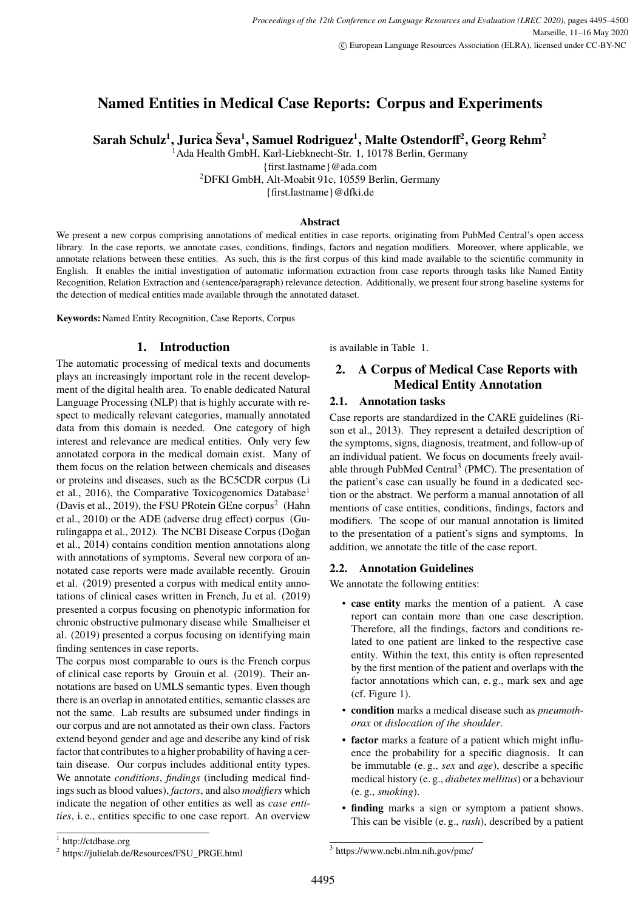# Named Entities in Medical Case Reports: Corpus and Experiments

**Sarah Schulz[1], Jurica Ševa[1], Samuel Rodriguez[1], Malte Ostendorff[2], Georg Rehm[2]**

[1]Ada Health GmbH, Karl-Liebknecht-Str. 1, 10178 Berlin, Germany
{first.lastname}@ada.com
[2]DFKI GmbH, Alt-Moabit 91c, 10559 Berlin, Germany
{first.lastname}@dfki.de

### Abstract

We present a new corpus comprising annotations of medical entities in case reports, originating from PubMed Central's open access library. In the case reports, we annotate cases, conditions, findings, factors and negation modifiers. Moreover, where applicable, we annotate relations between these entities. As such, this is the first corpus of this kind made available to the scientific community in English. It enables the initial investigation of automatic information extraction from case reports through tasks like Named Entity Recognition, Relation Extraction and (sentence/paragraph) relevance detection. Additionally, we present four strong baseline systems for the detection of medical entities made available through the annotated dataset.

**Keywords:** Named Entity Recognition, Case Reports, Corpus

## 1. Introduction

The automatic processing of medical texts and documents plays an increasingly important role in the recent development of the digital health area. To enable dedicated Natural Language Processing (NLP) that is highly accurate with respect to medically relevant categories, manually annotated data from this domain is needed. One category of high interest and relevance are medical entities. Only very few annotated corpora in the medical domain exist. Many of them focus on the relation between chemicals and diseases or proteins and diseases, such as the BC5CDR corpus (Li et al., 2016), the Comparative Toxicogenomics Database[1] (Davis et al., 2019), the FSU PRotein GEne corpus[2] (Hahn et al., 2010) or the ADE (adverse drug effect) corpus (Gurulingappa et al., 2012). The NCBI Disease Corpus (Doğan et al., 2014) contains condition mention annotations along with annotations of symptoms. Several new corpora of annotated case reports were made available recently. Grouin et al. (2019) presented a corpus with medical entity annotations of clinical cases written in French, Ju et al. (2019) presented a corpus focusing on phenotypic information for chronic obstructive pulmonary disease while Smalheiser et al. (2019) presented a corpus focusing on identifying main finding sentences in case reports.

The corpus most comparable to ours is the French corpus of clinical case reports by Grouin et al. (2019). Their annotations are based on UMLS semantic types. Even though there is an overlap in annotated entities, semantic classes are not the same. Lab results are subsumed under findings in our corpus and are not annotated as their own class. Factors extend beyond gender and age and describe any kind of risk factor that contributes to a higher probability of having a certain disease. Our corpus includes additional entity types. We annotate *conditions*, *findings* (including medical findings such as blood values), *factors*, and also *modifiers* which indicate the negation of other entities as well as *case entities*, i. e., entities specific to one case report. An overview is available in Table 1.

## 2. A Corpus of Medical Case Reports with Medical Entity Annotation

### 2.1. Annotation tasks

Case reports are standardized in the CARE guidelines (Rison et al., 2013). They represent a detailed description of the symptoms, signs, diagnosis, treatment, and follow-up of an individual patient. We focus on documents freely available through PubMed Central[3] (PMC). The presentation of the patient's case can usually be found in a dedicated section or the abstract. We perform a manual annotation of all mentions of case entities, conditions, findings, factors and modifiers. The scope of our manual annotation is limited to the presentation of a patient's signs and symptoms. In addition, we annotate the title of the case report.

### 2.2. Annotation Guidelines

We annotate the following entities:

- **case entity** marks the mention of a patient. A case report can contain more than one case description. Therefore, all the findings, factors and conditions related to one patient are linked to the respective case entity. Within the text, this entity is often represented by the first mention of the patient and overlaps with the factor annotations which can, e. g., mark sex and age (cf. Figure 1).
- **condition** marks a medical disease such as *pneumothorax* or *dislocation of the shoulder*.
- **factor** marks a feature of a patient which might influence the probability for a specific diagnosis. It can be immutable (e. g., *sex* and *age*), describe a specific medical history (e. g., *diabetes mellitus*) or a behaviour (e. g., *smoking*).
- **finding** marks a sign or symptom a patient shows. This can be visible (e. g., *rash*), described by a patient

[1] http://ctdbase.org
[2] https://julielab.de/Resources/FSU_PRGE.html
[3] https://www.ncbi.nlm.nih.gov/pmc/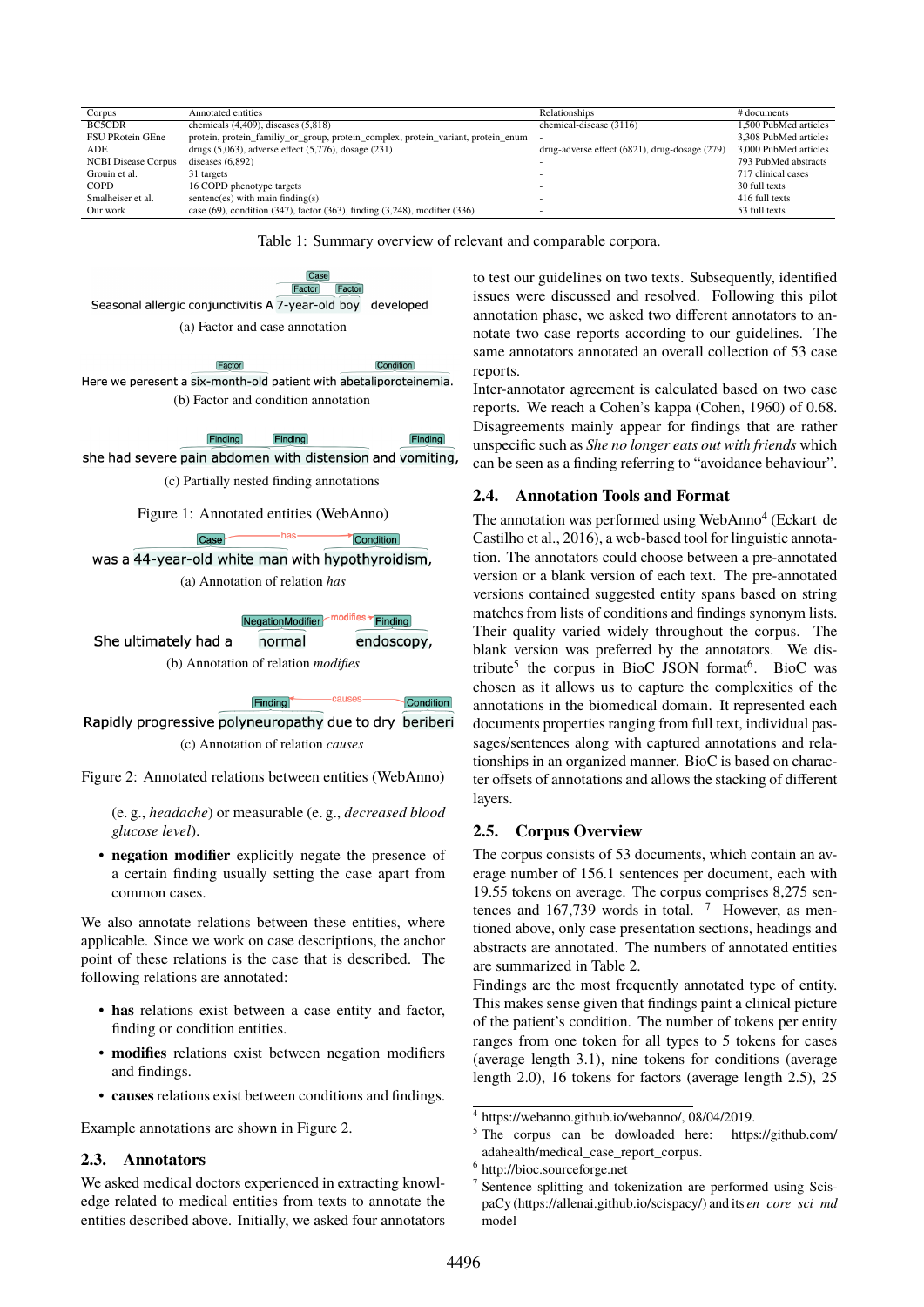| Corpus | Annotated entities | Relationships | # documents |
|---|---|---|---|
| BC5CDR | chemicals (4,409), diseases (5,818) | chemical-disease (3116) | 1,500 PubMed articles |
| FSU PRotein GEne | protein, protein_familiy_or_group, protein_complex, protein_variant, protein_enum | - | 3,308 PubMed articles |
| ADE | drugs (5,063), adverse effect (5,776), dosage (231) | drug-adverse effect (6821), drug-dosage (279) | 3,000 PubMed articles |
| NCBI Disease Corpus | diseases (6,892) | - | 793 PubMed abstracts |
| Grouin et al. | 31 targets | - | 717 clinical cases |
| COPD | 16 COPD phenotype targets | - | 30 full texts |
| Smalheiser et al. | sentenc(es) with main finding(s) | - | 416 full texts |
| Our work | case (69), condition (347), factor (363), finding (3,248), modifier (336) | - | 53 full texts |

Table 1: Summary overview of relevant and comparable corpora.

Case
Factor Factor
Seasonal allergic conjunctivitis A 7-year-old boy developed

(a) Factor and case annotation

Factor Condition
Here we perесent a six-month-old patient with abetaliporoteinemia.

(b) Factor and condition annotation

Finding Finding Finding
she had severe pain abdomen with distension and vomiting,

(c) Partially nested finding annotations

Figure 1: Annotated entities (WebAnno)

Case —has→ Condition
was a 44-year-old white man with hypothyroidism,

(a) Annotation of relation *has*

NegationModifier —modifies→ Finding
She ultimately had a normal endoscopy,

(b) Annotation of relation *modifies*

Finding ←causes— Condition
Rapidly progressive polyneuropathy due to dry beriberi

(c) Annotation of relation *causes*

Figure 2: Annotated relations between entities (WebAnno)

(e. g., *headache*) or measurable (e. g., *decreased blood glucose level*).

- **negation modifier** explicitly negate the presence of a certain finding usually setting the case apart from common cases.

We also annotate relations between these entities, where applicable. Since we work on case descriptions, the anchor point of these relations is the case that is described. The following relations are annotated:

- **has** relations exist between a case entity and factor, finding or condition entities.
- **modifies** relations exist between negation modifiers and findings.
- **causes** relations exist between conditions and findings.

Example annotations are shown in Figure 2.

## 2.3. Annotators

We asked medical doctors experienced in extracting knowledge related to medical entities from texts to annotate the entities described above. Initially, we asked four annotators to test our guidelines on two texts. Subsequently, identified issues were discussed and resolved. Following this pilot annotation phase, we asked two different annotators to annotate two case reports according to our guidelines. The same annotators annotated an overall collection of 53 case reports.

Inter-annotator agreement is calculated based on two case reports. We reach a Cohen's kappa (Cohen, 1960) of 0.68. Disagreements mainly appear for findings that are rather unspecific such as *She no longer eats out with friends* which can be seen as a finding referring to "avoidance behaviour".

## 2.4. Annotation Tools and Format

The annotation was performed using WebAnno[4] (Eckart de Castilho et al., 2016), a web-based tool for linguistic annotation. The annotators could choose between a pre-annotated version or a blank version of each text. The pre-annotated versions contained suggested entity spans based on string matches from lists of conditions and findings synonym lists. Their quality varied widely throughout the corpus. The blank version was preferred by the annotators. We distribute[5] the corpus in BioC JSON format[6]. BioC was chosen as it allows us to capture the complexities of the annotations in the biomedical domain. It represented each documents properties ranging from full text, individual passages/sentences along with captured annotations and relationships in an organized manner. BioC is based on character offsets of annotations and allows the stacking of different layers.

## 2.5. Corpus Overview

The corpus consists of 53 documents, which contain an average number of 156.1 sentences per document, each with 19.55 tokens on average. The corpus comprises 8,275 sentences and 167,739 words in total. [7] However, as mentioned above, only case presentation sections, headings and abstracts are annotated. The numbers of annotated entities are summarized in Table 2.

Findings are the most frequently annotated type of entity. This makes sense given that findings paint a clinical picture of the patient's condition. The number of tokens per entity ranges from one token for all types to 5 tokens for cases (average length 3.1), nine tokens for conditions (average length 2.0), 16 tokens for factors (average length 2.5), 25

[4] https://webanno.github.io/webanno/, 08/04/2019.

[5] The corpus can be dowloaded here: https://github.com/adahealth/medical_case_report_corpus.

[6] http://bioc.sourceforge.net

[7] Sentence splitting and tokenization are performed using ScispaCy (https://allenai.github.io/scispacy/) and its *en_core_sci_md* model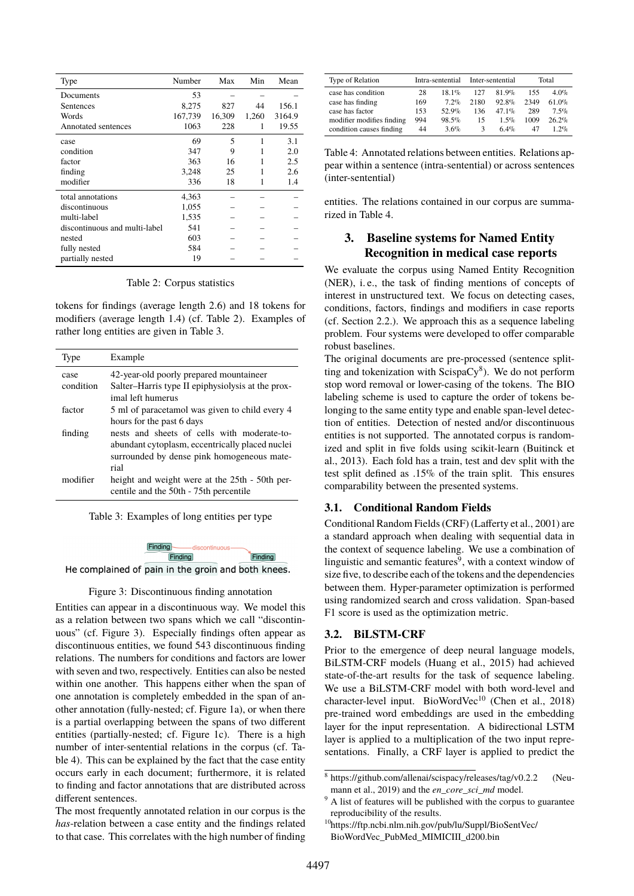| Type | Number | Max | Min | Mean |
|---|---|---|---|---|
| Documents | 53 | – | – | – |
| Sentences | 8,275 | 827 | 44 | 156.1 |
| Words | 167,739 | 16,309 | 1,260 | 3164.9 |
| Annotated sentences | 1063 | 228 | 1 | 19.55 |
| case | 69 | 5 | 1 | 3.1 |
| condition | 347 | 9 | 1 | 2.0 |
| factor | 363 | 16 | 1 | 2.5 |
| finding | 3,248 | 25 | 1 | 2.6 |
| modifier | 336 | 18 | 1 | 1.4 |
| total annotations | 4,363 | – | – | – |
| discontinuous | 1,055 | – | – | – |
| multi-label | 1,535 | – | – | – |
| discontinuous and multi-label | 541 | – | – | – |
| nested | 603 | – | – | – |
| fully nested | 584 | – | – | – |
| partially nested | 19 | – | – | – |

Table 2: Corpus statistics

tokens for findings (average length 2.6) and 18 tokens for modifiers (average length 1.4) (cf. Table 2). Examples of rather long entities are given in Table 3.

| Type | Example |
|---|---|
| case | 42-year-old poorly prepared mountaineer |
| condition | Salter–Harris type II epiphysiolysis at the proximal left humerus |
| factor | 5 ml of paracetamol was given to child every 4 hours for the past 6 days |
| finding | nests and sheets of cells with moderate-to-abundant cytoplasm, eccentrically placed nuclei surrounded by dense pink homogeneous material |
| modifier | height and weight were at the 25th - 50th percentile and the 50th - 75th percentile |

Table 3: Examples of long entities per type

Finding —discontinuous— Finding
Finding
He complained of pain in the groin and both knees.

Figure 3: Discontinuous finding annotation

Entities can appear in a discontinuous way. We model this as a relation between two spans which we call "discontinuous" (cf. Figure 3). Especially findings often appear as discontinuous entities, we found 543 discontinuous finding relations. The numbers for conditions and factors are lower with seven and two, respectively. Entities can also be nested within one another. This happens either when the span of one annotation is completely embedded in the span of another annotation (fully-nested; cf. Figure 1a), or when there is a partial overlapping between the spans of two different entities (partially-nested; cf. Figure 1c). There is a high number of inter-sentential relations in the corpus (cf. Table 4). This can be explained by the fact that the case entity occurs early in each document; furthermore, it is related to finding and factor annotations that are distributed across different sentences.

The most frequently annotated relation in our corpus is the *has*-relation between a case entity and the findings related to that case. This correlates with the high number of finding

| Type of Relation | Intra-sentential | | Inter-sentential | | Total | |
|---|---|---|---|---|---|---|
| case has condition | 28 | 18.1% | 127 | 81.9% | 155 | 4.0% |
| case has finding | 169 | 7.2% | 2180 | 92.8% | 2349 | 61.0% |
| case has factor | 153 | 52.9% | 136 | 47.1% | 289 | 7.5% |
| modifier modifies finding | 994 | 98.5% | 15 | 1.5% | 1009 | 26.2% |
| condition causes finding | 44 | 3.6% | 3 | 6.4% | 47 | 1.2% |

Table 4: Annotated relations between entities. Relations appear within a sentence (intra-sentential) or across sentences (inter-sentential)

entities. The relations contained in our corpus are summarized in Table 4.

## 3. Baseline systems for Named Entity Recognition in medical case reports

We evaluate the corpus using Named Entity Recognition (NER), i. e., the task of finding mentions of concepts of interest in unstructured text. We focus on detecting cases, conditions, factors, findings and modifiers in case reports (cf. Section 2.2.). We approach this as a sequence labeling problem. Four systems were developed to offer comparable robust baselines.

The original documents are pre-processed (sentence splitting and tokenization with ScispaCy[8]). We do not perform stop word removal or lower-casing of the tokens. The BIO labeling scheme is used to capture the order of tokens belonging to the same entity type and enable span-level detection of entities. Detection of nested and/or discontinuous entities is not supported. The annotated corpus is randomized and split in five folds using scikit-learn (Buitinck et al., 2013). Each fold has a train, test and dev split with the test split defined as .15% of the train split. This ensures comparability between the presented systems.

### 3.1. Conditional Random Fields

Conditional Random Fields (CRF) (Lafferty et al., 2001) are a standard approach when dealing with sequential data in the context of sequence labeling. We use a combination of linguistic and semantic features[9], with a context window of size five, to describe each of the tokens and the dependencies between them. Hyper-parameter optimization is performed using randomized search and cross validation. Span-based F1 score is used as the optimization metric.

### 3.2. BiLSTM-CRF

Prior to the emergence of deep neural language models, BiLSTM-CRF models (Huang et al., 2015) had achieved state-of-the-art results for the task of sequence labeling. We use a BiLSTM-CRF model with both word-level and character-level input. BioWordVec[10] (Chen et al., 2018) pre-trained word embeddings are used in the embedding layer for the input representation. A bidirectional LSTM layer is applied to a multiplication of the two input representations. Finally, a CRF layer is applied to predict the

[8] https://github.com/allenai/scispacy/releases/tag/v0.2.2 (Neumann et al., 2019) and the *en_core_sci_md* model.

[9] A list of features will be published with the corpus to guarantee reproducibility of the results.

[10] https://ftp.ncbi.nlm.nih.gov/pub/lu/Suppl/BioSentVec/BioWordVec_PubMed_MIMICIII_d200.bin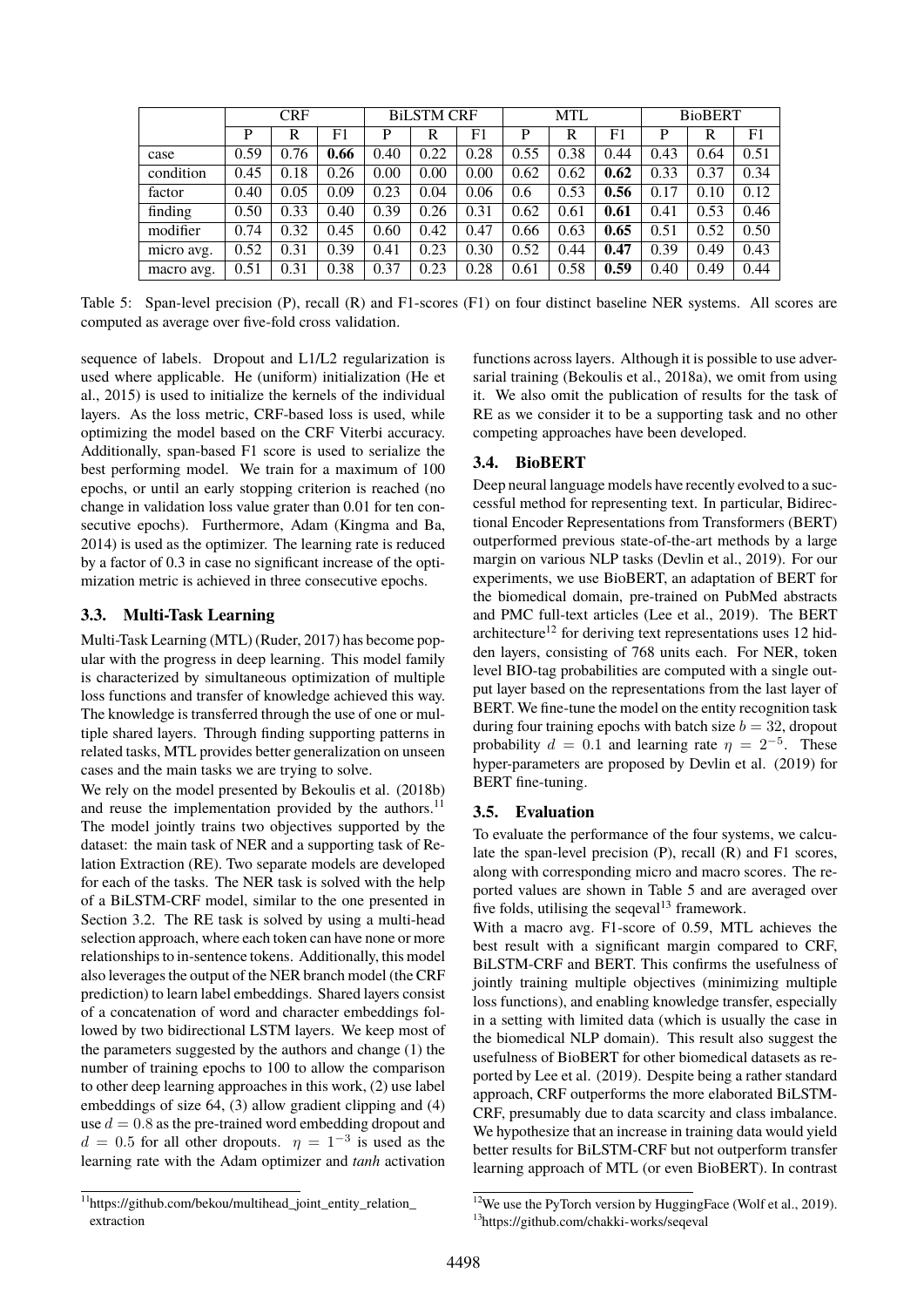| | CRF | | | BiLSTM CRF | | | MTL | | | BioBERT | | |
|---|---|---|---|---|---|---|---|---|---|---|---|---|
| | P | R | F1 | P | R | F1 | P | R | F1 | P | R | F1 |
| case | 0.59 | 0.76 | **0.66** | 0.40 | 0.22 | 0.28 | 0.55 | 0.38 | 0.44 | 0.43 | 0.64 | 0.51 |
| condition | 0.45 | 0.18 | 0.26 | 0.00 | 0.00 | 0.00 | 0.62 | 0.62 | **0.62** | 0.33 | 0.37 | 0.34 |
| factor | 0.40 | 0.05 | 0.09 | 0.23 | 0.04 | 0.06 | 0.6 | 0.53 | **0.56** | 0.17 | 0.10 | 0.12 |
| finding | 0.50 | 0.33 | 0.40 | 0.39 | 0.26 | 0.31 | 0.62 | 0.61 | **0.61** | 0.41 | 0.53 | 0.46 |
| modifier | 0.74 | 0.32 | 0.45 | 0.60 | 0.42 | 0.47 | 0.66 | 0.63 | **0.65** | 0.51 | 0.52 | 0.50 |
| micro avg. | 0.52 | 0.31 | 0.39 | 0.41 | 0.23 | 0.30 | 0.52 | 0.44 | **0.47** | 0.39 | 0.49 | 0.43 |
| macro avg. | 0.51 | 0.31 | 0.38 | 0.37 | 0.23 | 0.28 | 0.61 | 0.58 | **0.59** | 0.40 | 0.49 | 0.44 |

Table 5: Span-level precision (P), recall (R) and F1-scores (F1) on four distinct baseline NER systems. All scores are computed as average over five-fold cross validation.

sequence of labels. Dropout and L1/L2 regularization is used where applicable. He (uniform) initialization (He et al., 2015) is used to initialize the kernels of the individual layers. As the loss metric, CRF-based loss is used, while optimizing the model based on the CRF Viterbi accuracy. Additionally, span-based F1 score is used to serialize the best performing model. We train for a maximum of 100 epochs, or until an early stopping criterion is reached (no change in validation loss value grater than 0.01 for ten consecutive epochs). Furthermore, Adam (Kingma and Ba, 2014) is used as the optimizer. The learning rate is reduced by a factor of 0.3 in case no significant increase of the optimization metric is achieved in three consecutive epochs.

### 3.3. Multi-Task Learning

Multi-Task Learning (MTL) (Ruder, 2017) has become popular with the progress in deep learning. This model family is characterized by simultaneous optimization of multiple loss functions and transfer of knowledge achieved this way. The knowledge is transferred through the use of one or multiple shared layers. Through finding supporting patterns in related tasks, MTL provides better generalization on unseen cases and the main tasks we are trying to solve.

We rely on the model presented by Bekoulis et al. (2018b) and reuse the implementation provided by the authors.[11] The model jointly trains two objectives supported by the dataset: the main task of NER and a supporting task of Relation Extraction (RE). Two separate models are developed for each of the tasks. The NER task is solved with the help of a BiLSTM-CRF model, similar to the one presented in Section 3.2. The RE task is solved by using a multi-head selection approach, where each token can have none or more relationships to in-sentence tokens. Additionally, this model also leverages the output of the NER branch model (the CRF prediction) to learn label embeddings. Shared layers consist of a concatenation of word and character embeddings followed by two bidirectional LSTM layers. We keep most of the parameters suggested by the authors and change (1) the number of training epochs to 100 to allow the comparison to other deep learning approaches in this work, (2) use label embeddings of size 64, (3) allow gradient clipping and (4) use $d = 0.8$ as the pre-trained word embedding dropout and $d = 0.5$ for all other dropouts. $\eta = 1^{-3}$ is used as the learning rate with the Adam optimizer and *tanh* activation functions across layers. Although it is possible to use adversarial training (Bekoulis et al., 2018a), we omit from using it. We also omit the publication of results for the task of RE as we consider it to be a supporting task and no other competing approaches have been developed.

### 3.4. BioBERT

Deep neural language models have recently evolved to a successful method for representing text. In particular, Bidirectional Encoder Representations from Transformers (BERT) outperformed previous state-of-the-art methods by a large margin on various NLP tasks (Devlin et al., 2019). For our experiments, we use BioBERT, an adaptation of BERT for the biomedical domain, pre-trained on PubMed abstracts and PMC full-text articles (Lee et al., 2019). The BERT architecture[12] for deriving text representations uses 12 hidden layers, consisting of 768 units each. For NER, token level BIO-tag probabilities are computed with a single output layer based on the representations from the last layer of BERT. We fine-tune the model on the entity recognition task during four training epochs with batch size $b = 32$, dropout probability $d = 0.1$ and learning rate $\eta = 2^{-5}$. These hyper-parameters are proposed by Devlin et al. (2019) for BERT fine-tuning.

### 3.5. Evaluation

To evaluate the performance of the four systems, we calculate the span-level precision (P), recall (R) and F1 scores, along with corresponding micro and macro scores. The reported values are shown in Table 5 and are averaged over five folds, utilising the seqeval[13] framework.

With a macro avg. F1-score of 0.59, MTL achieves the best result with a significant margin compared to CRF, BiLSTM-CRF and BERT. This confirms the usefulness of jointly training multiple objectives (minimizing multiple loss functions), and enabling knowledge transfer, especially in a setting with limited data (which is usually the case in the biomedical NLP domain). This result also suggest the usefulness of BioBERT for other biomedical datasets as reported by Lee et al. (2019). Despite being a rather standard approach, CRF outperforms the more elaborated BiLSTM-CRF, presumably due to data scarcity and class imbalance. We hypothesize that an increase in training data would yield better results for BiLSTM-CRF but not outperform transfer learning approach of MTL (or even BioBERT). In contrast

[11] https://github.com/bekou/multihead_joint_entity_relation_extraction

[12] We use the PyTorch version by HuggingFace (Wolf et al., 2019).

[13] https://github.com/chakki-works/seqeval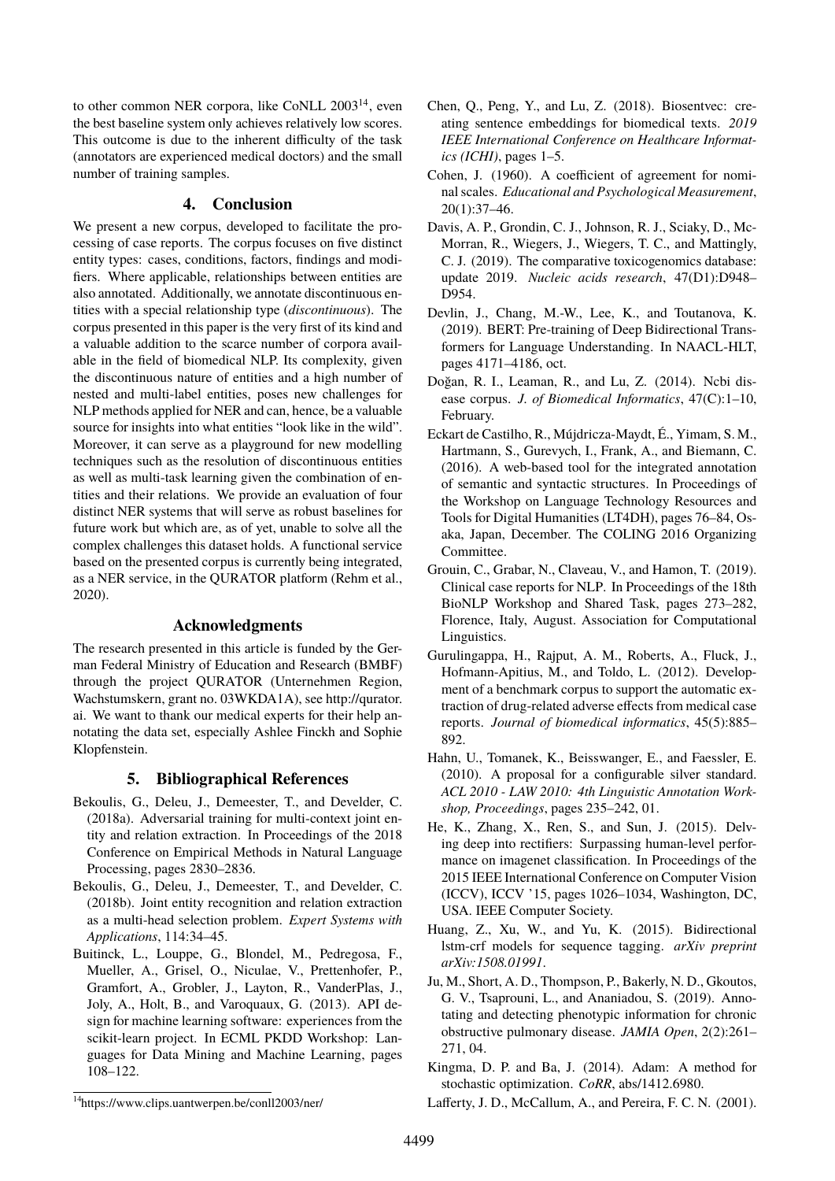to other common NER corpora, like CoNLL 2003[14], even the best baseline system only achieves relatively low scores. This outcome is due to the inherent difficulty of the task (annotators are experienced medical doctors) and the small number of training samples.

## 4. Conclusion

We present a new corpus, developed to facilitate the processing of case reports. The corpus focuses on five distinct entity types: cases, conditions, factors, findings and modifiers. Where applicable, relationships between entities are also annotated. Additionally, we annotate discontinuous entities with a special relationship type (*discontinuous*). The corpus presented in this paper is the very first of its kind and a valuable addition to the scarce number of corpora available in the field of biomedical NLP. Its complexity, given the discontinuous nature of entities and a high number of nested and multi-label entities, poses new challenges for NLP methods applied for NER and can, hence, be a valuable source for insights into what entities "look like in the wild". Moreover, it can serve as a playground for new modelling techniques such as the resolution of discontinuous entities as well as multi-task learning given the combination of entities and their relations. We provide an evaluation of four distinct NER systems that will serve as robust baselines for future work but which are, as of yet, unable to solve all the complex challenges this dataset holds. A functional service based on the presented corpus is currently being integrated, as a NER service, in the QURATOR platform (Rehm et al., 2020).

## Acknowledgments

The research presented in this article is funded by the German Federal Ministry of Education and Research (BMBF) through the project QURATOR (Unternehmen Region, Wachstumskern, grant no. 03WKDA1A), see http://qurator.ai. We want to thank our medical experts for their help annotating the data set, especially Ashlee Finckh and Sophie Klopfenstein.

## 5. Bibliographical References

Bekoulis, G., Deleu, J., Demeester, T., and Develder, C. (2018a). Adversarial training for multi-context joint entity and relation extraction. In Proceedings of the 2018 Conference on Empirical Methods in Natural Language Processing, pages 2830–2836.

Bekoulis, G., Deleu, J., Demeester, T., and Develder, C. (2018b). Joint entity recognition and relation extraction as a multi-head selection problem. *Expert Systems with Applications*, 114:34–45.

Buitinck, L., Louppe, G., Blondel, M., Pedregosa, F., Mueller, A., Grisel, O., Niculae, V., Prettenhofer, P., Gramfort, A., Grobler, J., Layton, R., VanderPlas, J., Joly, A., Holt, B., and Varoquaux, G. (2013). API design for machine learning software: experiences from the scikit-learn project. In ECML PKDD Workshop: Languages for Data Mining and Machine Learning, pages 108–122.

Chen, Q., Peng, Y., and Lu, Z. (2018). Biosentvec: creating sentence embeddings for biomedical texts. *2019 IEEE International Conference on Healthcare Informatics (ICHI)*, pages 1–5.

Cohen, J. (1960). A coefficient of agreement for nominal scales. *Educational and Psychological Measurement*, 20(1):37–46.

Davis, A. P., Grondin, C. J., Johnson, R. J., Sciaky, D., McMorran, R., Wiegers, J., Wiegers, T. C., and Mattingly, C. J. (2019). The comparative toxicogenomics database: update 2019. *Nucleic acids research*, 47(D1):D948–D954.

Devlin, J., Chang, M.-W., Lee, K., and Toutanova, K. (2019). BERT: Pre-training of Deep Bidirectional Transformers for Language Understanding. In NAACL-HLT, pages 4171–4186, oct.

Doğan, R. I., Leaman, R., and Lu, Z. (2014). Ncbi disease corpus. *J. of Biomedical Informatics*, 47(C):1–10, February.

Eckart de Castilho, R., Mújdricza-Maydt, É., Yimam, S. M., Hartmann, S., Gurevych, I., Frank, A., and Biemann, C. (2016). A web-based tool for the integrated annotation of semantic and syntactic structures. In Proceedings of the Workshop on Language Technology Resources and Tools for Digital Humanities (LT4DH), pages 76–84, Osaka, Japan, December. The COLING 2016 Organizing Committee.

Grouin, C., Grabar, N., Claveau, V., and Hamon, T. (2019). Clinical case reports for NLP. In Proceedings of the 18th BioNLP Workshop and Shared Task, pages 273–282, Florence, Italy, August. Association for Computational Linguistics.

Gurulingappa, H., Rajput, A. M., Roberts, A., Fluck, J., Hofmann-Apitius, M., and Toldo, L. (2012). Development of a benchmark corpus to support the automatic extraction of drug-related adverse effects from medical case reports. *Journal of biomedical informatics*, 45(5):885–892.

Hahn, U., Tomanek, K., Beisswanger, E., and Faessler, E. (2010). A proposal for a configurable silver standard. *ACL 2010 - LAW 2010: 4th Linguistic Annotation Workshop, Proceedings*, pages 235–242, 01.

He, K., Zhang, X., Ren, S., and Sun, J. (2015). Delving deep into rectifiers: Surpassing human-level performance on imagenet classification. In Proceedings of the 2015 IEEE International Conference on Computer Vision (ICCV), ICCV '15, pages 1026–1034, Washington, DC, USA. IEEE Computer Society.

Huang, Z., Xu, W., and Yu, K. (2015). Bidirectional lstm-crf models for sequence tagging. *arXiv preprint arXiv:1508.01991*.

Ju, M., Short, A. D., Thompson, P., Bakerly, N. D., Gkoutos, G. V., Tsaprouni, L., and Ananiadou, S. (2019). Annotating and detecting phenotypic information for chronic obstructive pulmonary disease. *JAMIA Open*, 2(2):261–271, 04.

Kingma, D. P. and Ba, J. (2014). Adam: A method for stochastic optimization. *CoRR*, abs/1412.6980.

Lafferty, J. D., McCallum, A., and Pereira, F. C. N. (2001).

[14] https://www.clips.uantwerpen.be/conll2003/ner/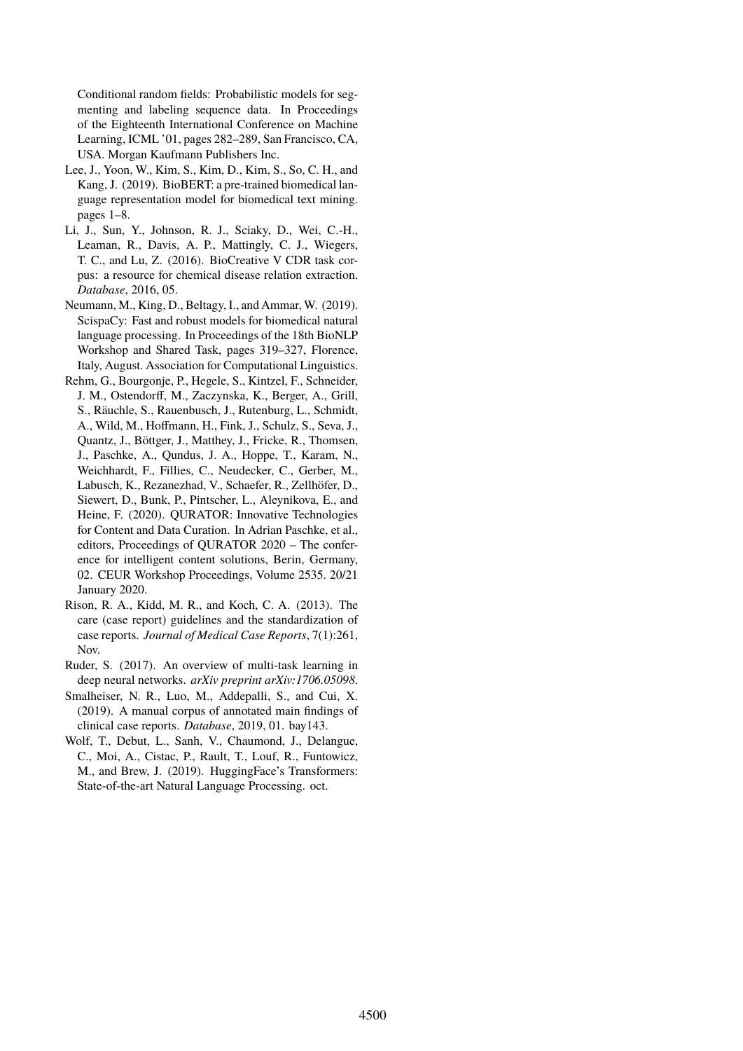Conditional random fields: Probabilistic models for segmenting and labeling sequence data. In Proceedings of the Eighteenth International Conference on Machine Learning, ICML '01, pages 282–289, San Francisco, CA, USA. Morgan Kaufmann Publishers Inc.

Lee, J., Yoon, W., Kim, S., Kim, D., Kim, S., So, C. H., and Kang, J. (2019). BioBERT: a pre-trained biomedical language representation model for biomedical text mining. pages 1–8.

Li, J., Sun, Y., Johnson, R. J., Sciaky, D., Wei, C.-H., Leaman, R., Davis, A. P., Mattingly, C. J., Wiegers, T. C., and Lu, Z. (2016). BioCreative V CDR task corpus: a resource for chemical disease relation extraction. *Database*, 2016, 05.

Neumann, M., King, D., Beltagy, I., and Ammar, W. (2019). ScispaCy: Fast and robust models for biomedical natural language processing. In Proceedings of the 18th BioNLP Workshop and Shared Task, pages 319–327, Florence, Italy, August. Association for Computational Linguistics.

Rehm, G., Bourgonje, P., Hegele, S., Kintzel, F., Schneider, J. M., Ostendorff, M., Zaczynska, K., Berger, A., Grill, S., Räuchle, S., Rauenbusch, J., Rutenburg, L., Schmidt, A., Wild, M., Hoffmann, H., Fink, J., Schulz, S., Seva, J., Quantz, J., Böttger, J., Matthey, J., Fricke, R., Thomsen, J., Paschke, A., Qundus, J. A., Hoppe, T., Karam, N., Weichhardt, F., Fillies, C., Neudecker, C., Gerber, M., Labusch, K., Rezanezhad, V., Schaefer, R., Zellhöfer, D., Siewert, D., Bunk, P., Pintscher, L., Aleynikova, E., and Heine, F. (2020). QURATOR: Innovative Technologies for Content and Data Curation. In Adrian Paschke, et al., editors, Proceedings of QURATOR 2020 – The conference for intelligent content solutions, Berin, Germany, 02. CEUR Workshop Proceedings, Volume 2535. 20/21 January 2020.

Rison, R. A., Kidd, M. R., and Koch, C. A. (2013). The care (case report) guidelines and the standardization of case reports. *Journal of Medical Case Reports*, 7(1):261, Nov.

Ruder, S. (2017). An overview of multi-task learning in deep neural networks. *arXiv preprint arXiv:1706.05098*.

Smalheiser, N. R., Luo, M., Addepalli, S., and Cui, X. (2019). A manual corpus of annotated main findings of clinical case reports. *Database*, 2019, 01. bay143.

Wolf, T., Debut, L., Sanh, V., Chaumond, J., Delangue, C., Moi, A., Cistac, P., Rault, T., Louf, R., Funtowicz, M., and Brew, J. (2019). HuggingFace's Transformers: State-of-the-art Natural Language Processing. oct.